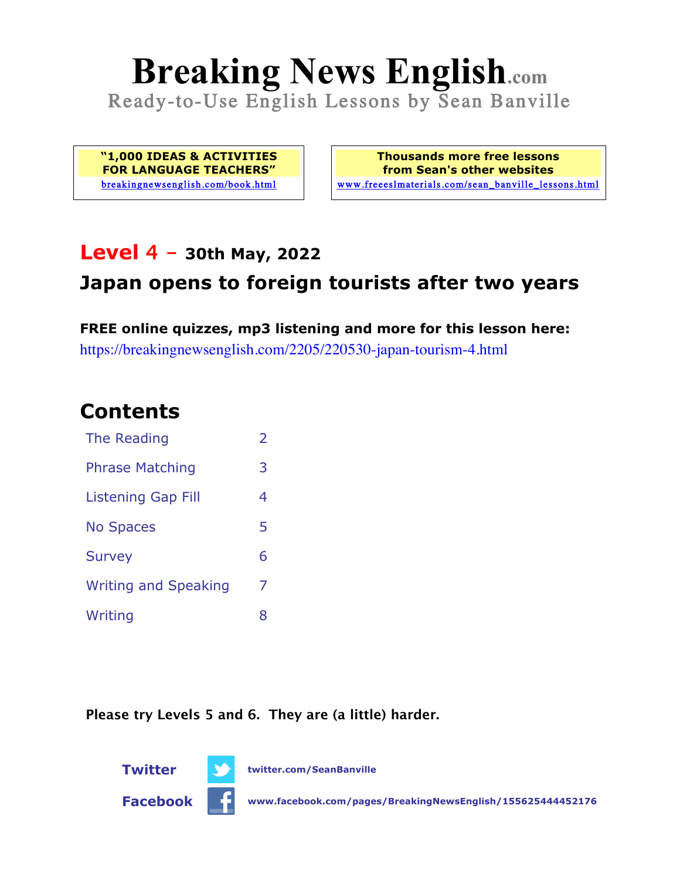# Breaking News English.com

Ready-to-Use English Lessons by Sean Banville

**"1,000 IDEAS & ACTIVITIES FOR LANGUAGE TEACHERS"**
breakingnewsenglish.com/book.html

**Thousands more free lessons from Sean's other websites**
www.freeeslmaterials.com/sean_banville_lessons.html

## Level 4 – 30th May, 2022

## Japan opens to foreign tourists after two years

**FREE online quizzes, mp3 listening and more for this lesson here:**
https://breakingnewsenglish.com/2205/220530-japan-tourism-4.html

## Contents

| | |
|---|---|
| The Reading | 2 |
| Phrase Matching | 3 |
| Listening Gap Fill | 4 |
| No Spaces | 5 |
| Survey | 6 |
| Writing and Speaking | 7 |
| Writing | 8 |

**Please try Levels 5 and 6. They are (a little) harder.**

**Twitter** twitter.com/SeanBanville

**Facebook** www.facebook.com/pages/BreakingNewsEnglish/155625444452176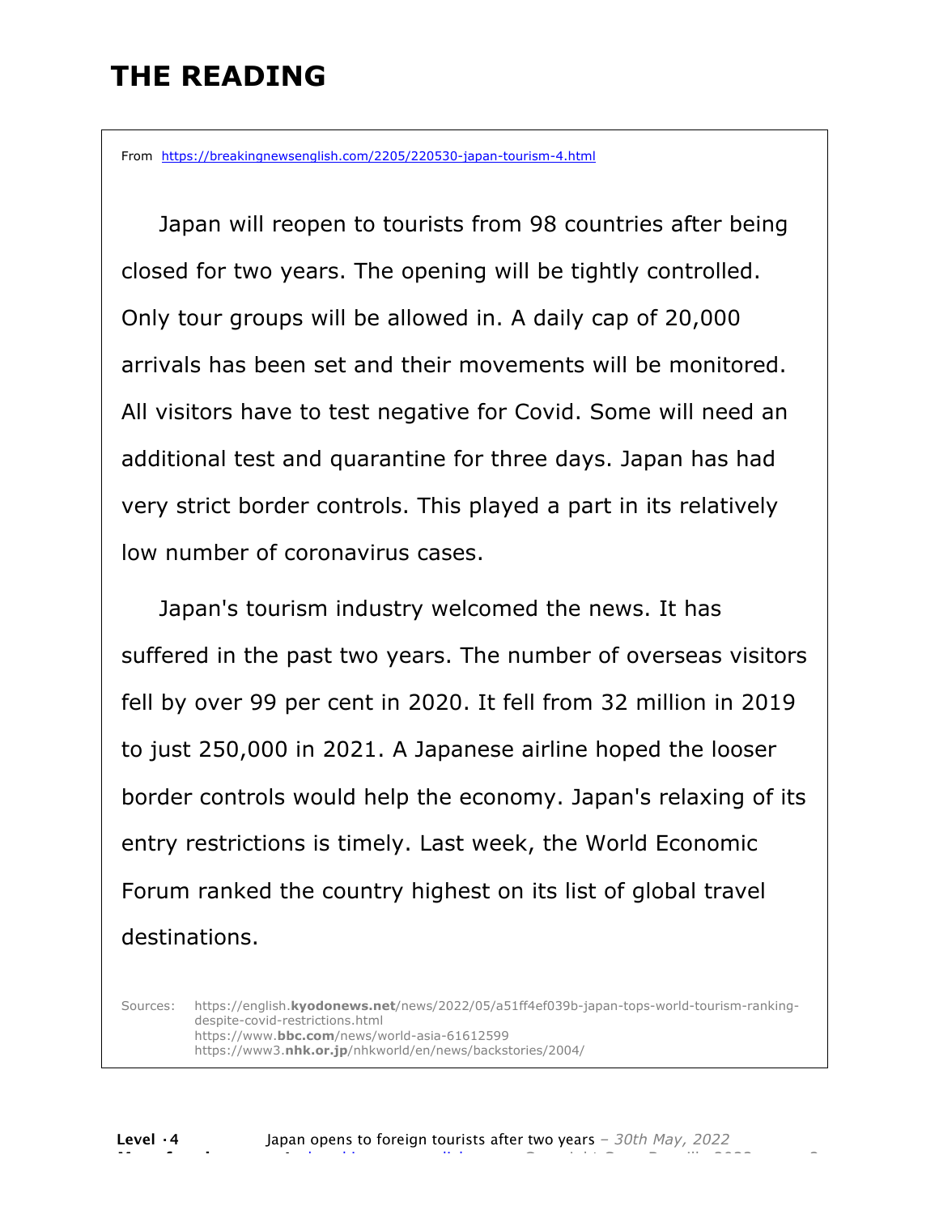# THE READING

From https://breakingnewsenglish.com/2205/220530-japan-tourism-4.html

Japan will reopen to tourists from 98 countries after being closed for two years. The opening will be tightly controlled. Only tour groups will be allowed in. A daily cap of 20,000 arrivals has been set and their movements will be monitored. All visitors have to test negative for Covid. Some will need an additional test and quarantine for three days. Japan has had very strict border controls. This played a part in its relatively low number of coronavirus cases.

Japan's tourism industry welcomed the news. It has suffered in the past two years. The number of overseas visitors fell by over 99 per cent in 2020. It fell from 32 million in 2019 to just 250,000 in 2021. A Japanese airline hoped the looser border controls would help the economy. Japan's relaxing of its entry restrictions is timely. Last week, the World Economic Forum ranked the country highest on its list of global travel destinations.

Sources: https://english.kyodonews.net/news/2022/05/a51ff4ef039b-japan-tops-world-tourism-ranking-despite-covid-restrictions.html
https://www.bbc.com/news/world-asia-61612599
https://www3.nhk.or.jp/nhkworld/en/news/backstories/2004/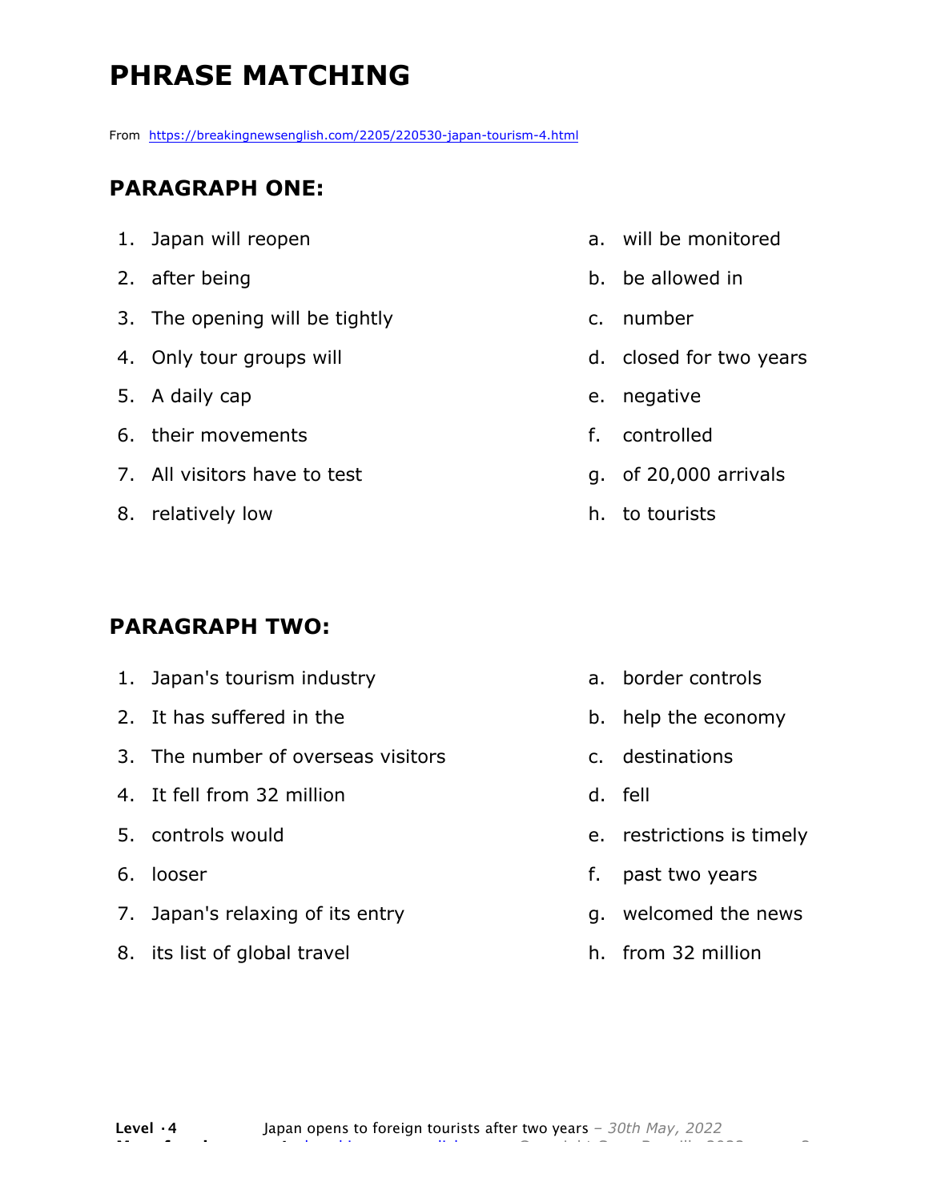# PHRASE MATCHING

From https://breakingnewsenglish.com/2205/220530-japan-tourism-4.html

## PARAGRAPH ONE:

1. Japan will reopen
2. after being
3. The opening will be tightly
4. Only tour groups will
5. A daily cap
6. their movements
7. All visitors have to test
8. relatively low

a. will be monitored
b. be allowed in
c. number
d. closed for two years
e. negative
f. controlled
g. of 20,000 arrivals
h. to tourists

## PARAGRAPH TWO:

1. Japan's tourism industry
2. It has suffered in the
3. The number of overseas visitors
4. It fell from 32 million
5. controls would
6. looser
7. Japan's relaxing of its entry
8. its list of global travel

a. border controls
b. help the economy
c. destinations
d. fell
e. restrictions is timely
f. past two years
g. welcomed the news
h. from 32 million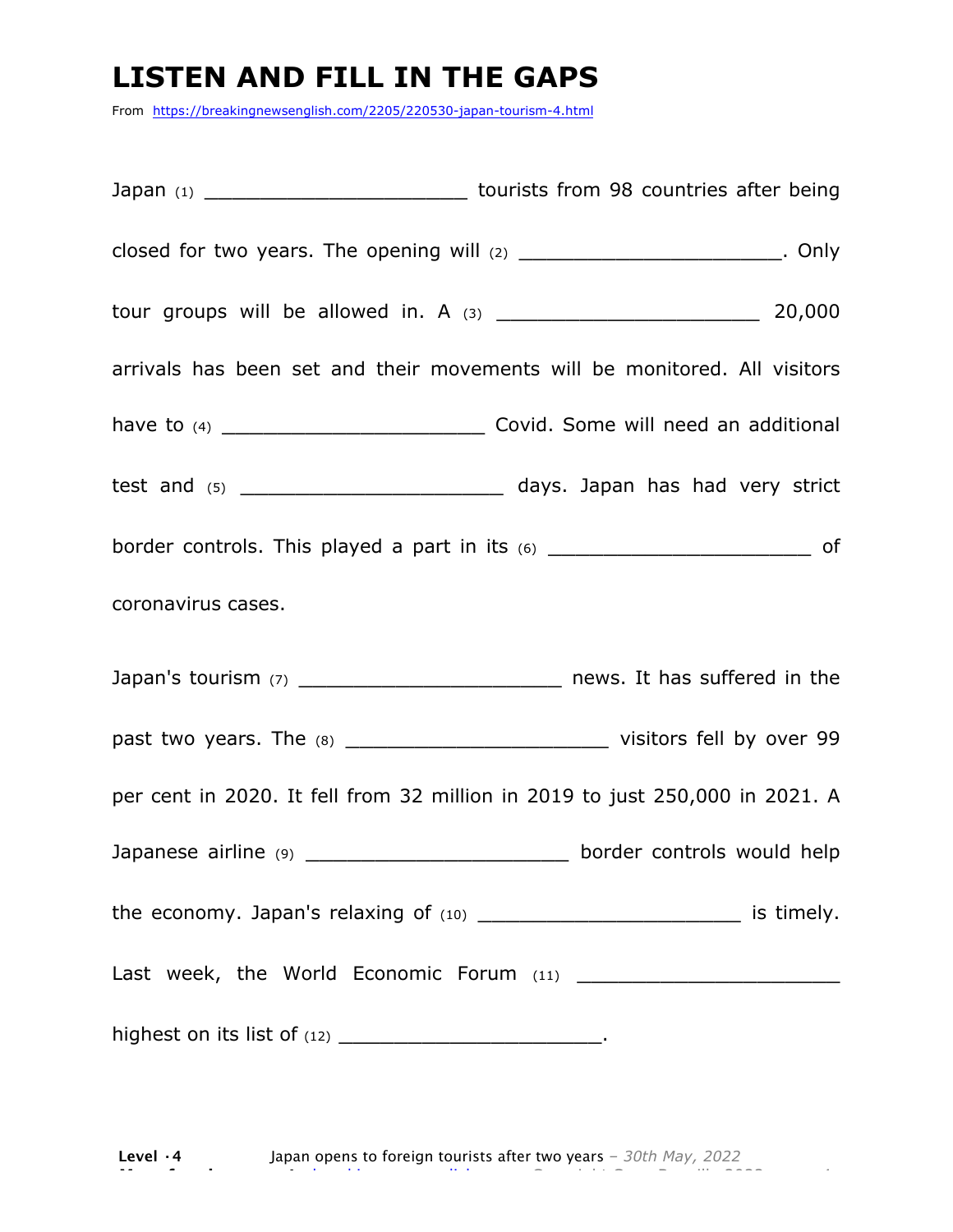# LISTEN AND FILL IN THE GAPS

From https://breakingnewsenglish.com/2205/220530-japan-tourism-4.html

Japan (1) _______________________ tourists from 98 countries after being closed for two years. The opening will (2) _______________________. Only tour groups will be allowed in. A (3) _______________________ 20,000 arrivals has been set and their movements will be monitored. All visitors have to (4) _______________________ Covid. Some will need an additional test and (5) _______________________ days. Japan has had very strict border controls. This played a part in its (6) _______________________ of coronavirus cases.

Japan's tourism (7) _______________________ news. It has suffered in the past two years. The (8) _______________________ visitors fell by over 99 per cent in 2020. It fell from 32 million in 2019 to just 250,000 in 2021. A Japanese airline (9) _______________________ border controls would help the economy. Japan's relaxing of (10) _______________________ is timely. Last week, the World Economic Forum (11) _______________________ highest on its list of (12) _______________________.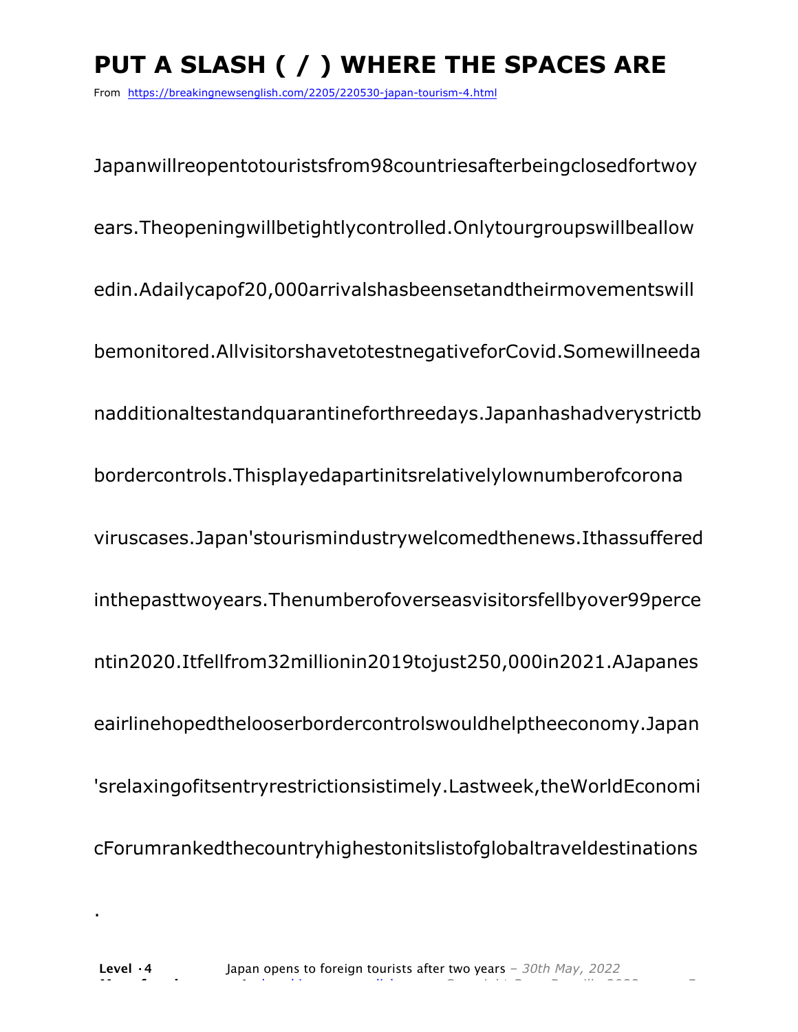# PUT A SLASH ( / ) WHERE THE SPACES ARE

From https://breakingnewsenglish.com/2205/220530-japan-tourism-4.html

Japanwillreopentotouristsfrom98countriesafterbeingclosedfortwoy

ears.Theopeningwillbetightlycontrolled.Onlytourgroupswillbeallow

edin.Adailycapof20,000arrivalshasbeensetandtheirmovementswill

bemonitored.AllvisitorshavetotestnegativeforCovid.Somewillneeda

nadditionaltestandquarantineforthreedays.Japanhashadverystrictb

bordercontrols.Thisplayedapartinitsrelativelylownumberofcorona

viruscases.Japan'stourismindustrywelcomedthenews.Ithassuffered

inthepasttwoyears.Thenumberofoverseasvisitorsfellbyover99perce

ntin2020.Itfellfrom32millionin2019tojust250,000in2021.AJapanes

eairlinehopedthelooserbordercontrolswouldhelptheeconomy.Japan

'srelaxingofitsentryrestrictionsistimely.Lastweek,theWorldEconomi

cForumrankedthecountryhighestonitslistofglobaltraveldestinations

.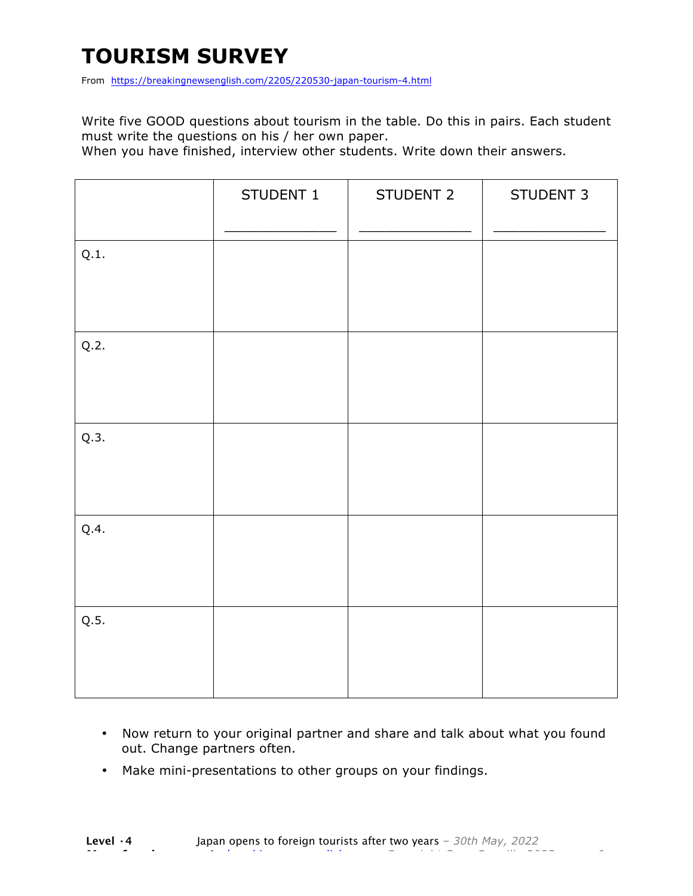# TOURISM SURVEY

From https://breakingnewsenglish.com/2205/220530-japan-tourism-4.html

Write five GOOD questions about tourism in the table. Do this in pairs. Each student must write the questions on his / her own paper.
When you have finished, interview other students. Write down their answers.

| | STUDENT 1<br>_____________ | STUDENT 2<br>_____________ | STUDENT 3<br>_____________ |
|---|---|---|---|
| Q.1. | | | |
| Q.2. | | | |
| Q.3. | | | |
| Q.4. | | | |
| Q.5. | | | |

- Now return to your original partner and share and talk about what you found out. Change partners often.
- Make mini-presentations to other groups on your findings.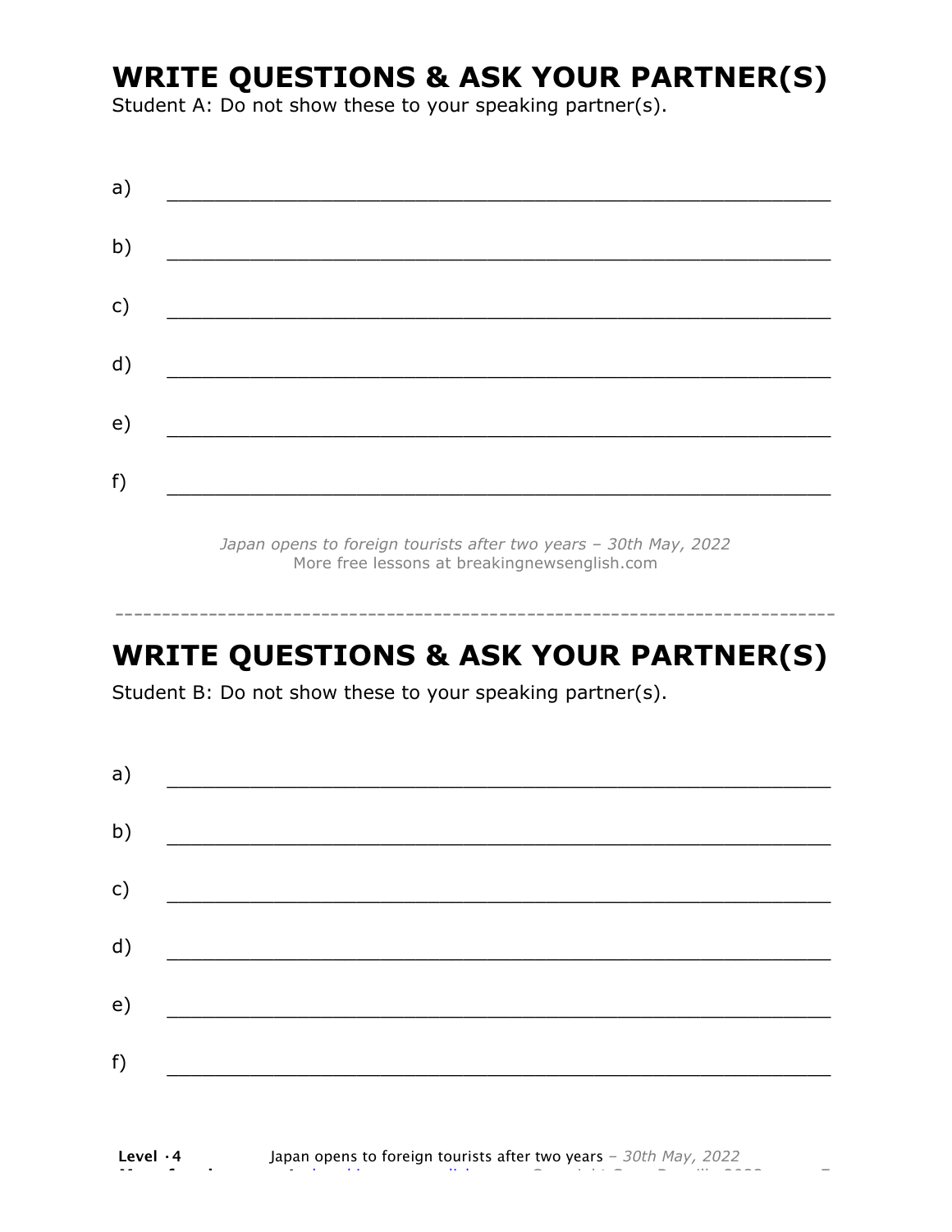## WRITE QUESTIONS & ASK YOUR PARTNER(S)

Student A: Do not show these to your speaking partner(s).

a) ___________________________________________________________

b) ___________________________________________________________

c) ___________________________________________________________

d) ___________________________________________________________

e) ___________________________________________________________

f) ___________________________________________________________

*Japan opens to foreign tourists after two years – 30th May, 2022*
More free lessons at breakingnewsenglish.com

---

## WRITE QUESTIONS & ASK YOUR PARTNER(S)

Student B: Do not show these to your speaking partner(s).

a) ___________________________________________________________

b) ___________________________________________________________

c) ___________________________________________________________

d) ___________________________________________________________

e) ___________________________________________________________

f) ___________________________________________________________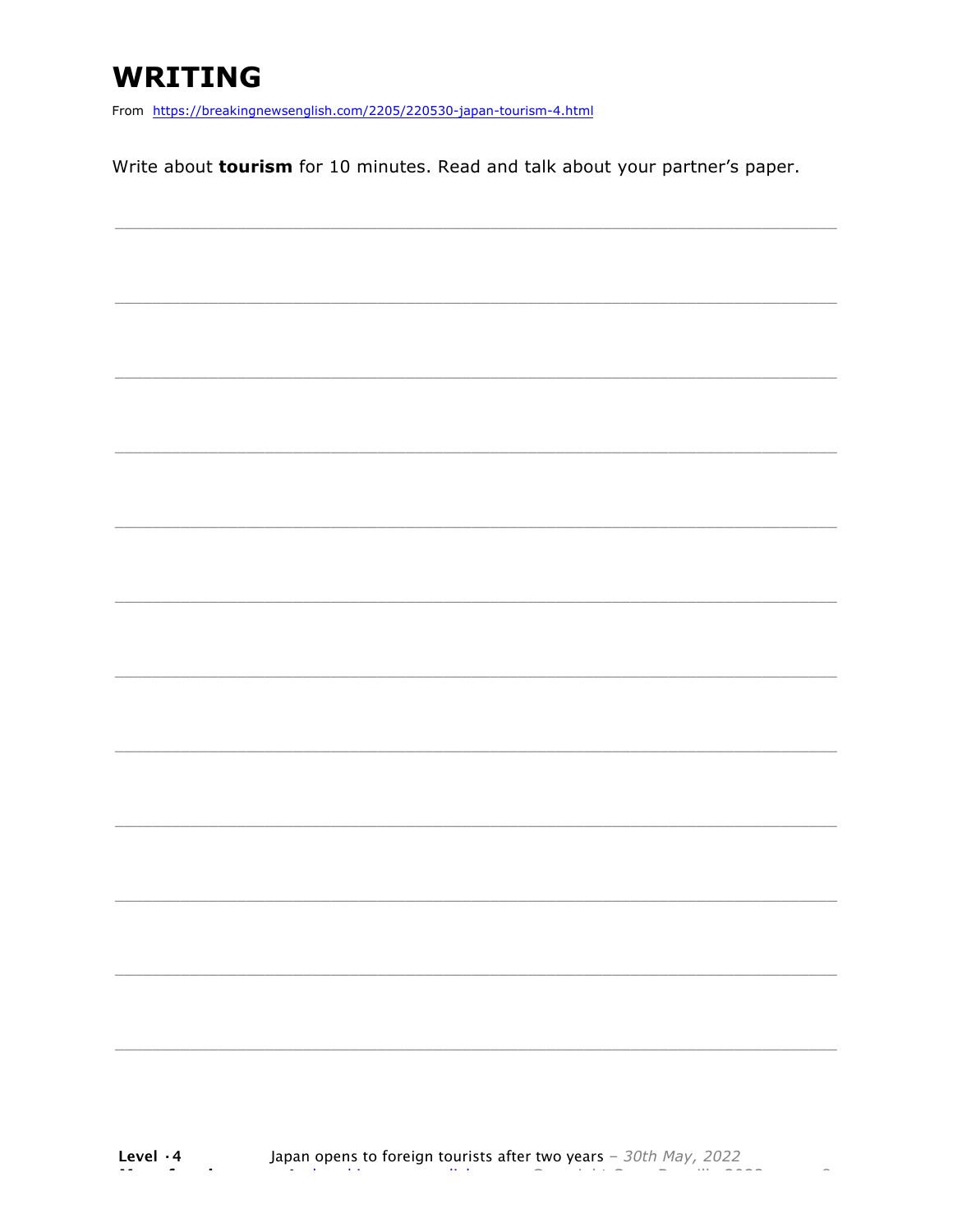# WRITING

From https://breakingnewsenglish.com/2205/220530-japan-tourism-4.html

Write about **tourism** for 10 minutes. Read and talk about your partner's paper.